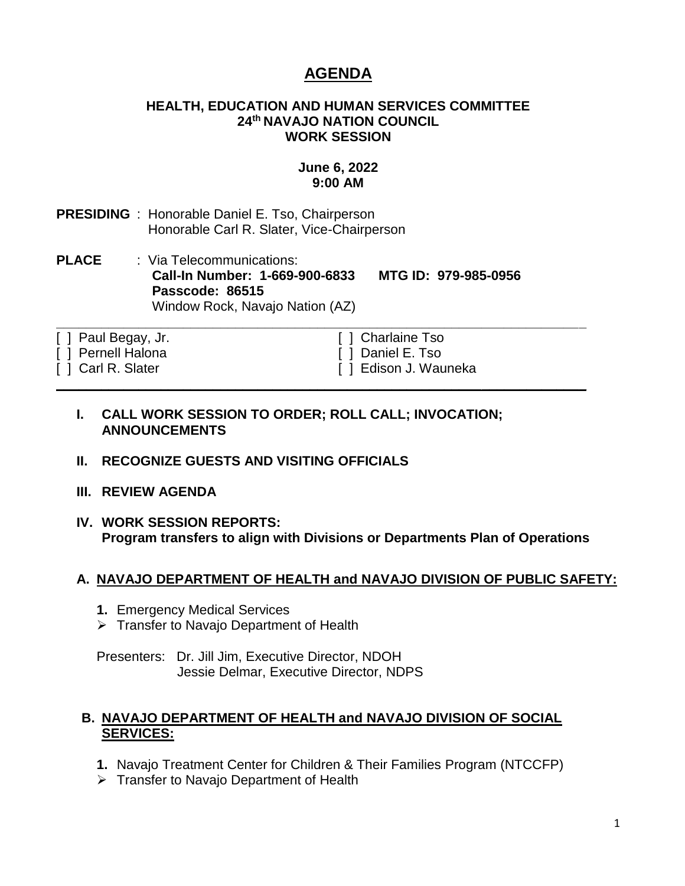# AGENDA

**HEALTH, EDUCATION AND HUMAN SERVICES COMMITTEE**
**24th NAVAJO NATION COUNCIL**
**WORK SESSION**

**June 6, 2022**
**9:00 AM**

**PRESIDING** : Honorable Daniel E. Tso, Chairperson
Honorable Carl R. Slater, Vice-Chairperson

**PLACE** : Via Telecommunications:
**Call-In Number: 1-669-900-6833 MTG ID: 979-985-0956**
**Passcode: 86515**
Window Rock, Navajo Nation (AZ)

---

[ ] Paul Begay, Jr.
[ ] Pernell Halona
[ ] Carl R. Slater
[ ] Charlaine Tso
[ ] Daniel E. Tso
[ ] Edison J. Wauneka

---

**I. CALL WORK SESSION TO ORDER; ROLL CALL; INVOCATION; ANNOUNCEMENTS**

**II. RECOGNIZE GUESTS AND VISITING OFFICIALS**

**III. REVIEW AGENDA**

**IV. WORK SESSION REPORTS:**
**Program transfers to align with Divisions or Departments Plan of Operations**

**A. NAVAJO DEPARTMENT OF HEALTH and NAVAJO DIVISION OF PUBLIC SAFETY:**

**1.** Emergency Medical Services
- Transfer to Navajo Department of Health

Presenters: Dr. Jill Jim, Executive Director, NDOH
Jessie Delmar, Executive Director, NDPS

**B. NAVAJO DEPARTMENT OF HEALTH and NAVAJO DIVISION OF SOCIAL SERVICES:**

**1.** Navajo Treatment Center for Children & Their Families Program (NTCCFP)
- Transfer to Navajo Department of Health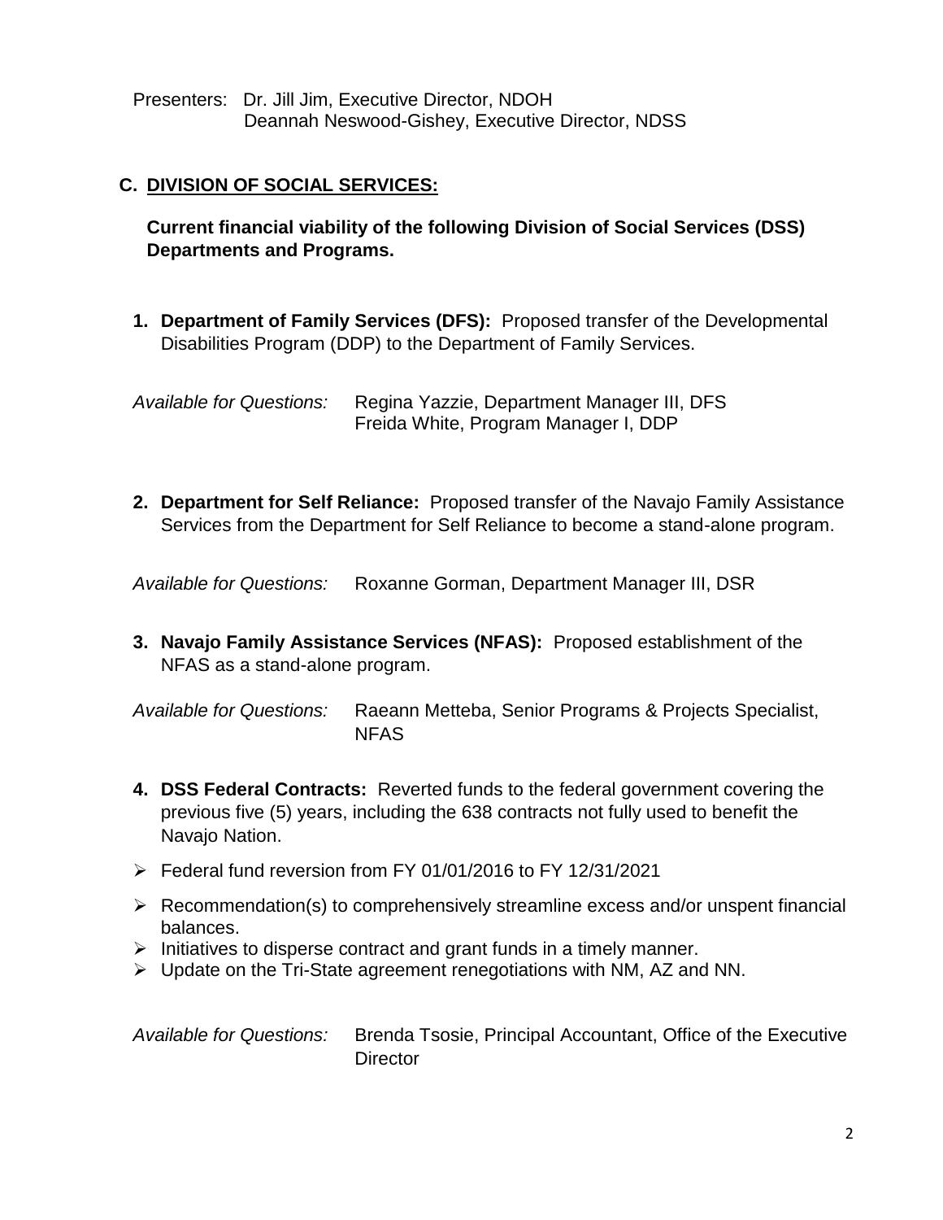Presenters: Dr. Jill Jim, Executive Director, NDOH
Deannah Neswood-Gishey, Executive Director, NDSS

## C. DIVISION OF SOCIAL SERVICES:

**Current financial viability of the following Division of Social Services (DSS) Departments and Programs.**

1. **Department of Family Services (DFS):** Proposed transfer of the Developmental Disabilities Program (DDP) to the Department of Family Services.

*Available for Questions:* Regina Yazzie, Department Manager III, DFS
Freida White, Program Manager I, DDP

2. **Department for Self Reliance:** Proposed transfer of the Navajo Family Assistance Services from the Department for Self Reliance to become a stand-alone program.

*Available for Questions:* Roxanne Gorman, Department Manager III, DSR

3. **Navajo Family Assistance Services (NFAS):** Proposed establishment of the NFAS as a stand-alone program.

*Available for Questions:* Raeann Metteba, Senior Programs & Projects Specialist, NFAS

4. **DSS Federal Contracts:** Reverted funds to the federal government covering the previous five (5) years, including the 638 contracts not fully used to benefit the Navajo Nation.

- Federal fund reversion from FY 01/01/2016 to FY 12/31/2021
- Recommendation(s) to comprehensively streamline excess and/or unspent financial balances.
- Initiatives to disperse contract and grant funds in a timely manner.
- Update on the Tri-State agreement renegotiations with NM, AZ and NN.

*Available for Questions:* Brenda Tsosie, Principal Accountant, Office of the Executive Director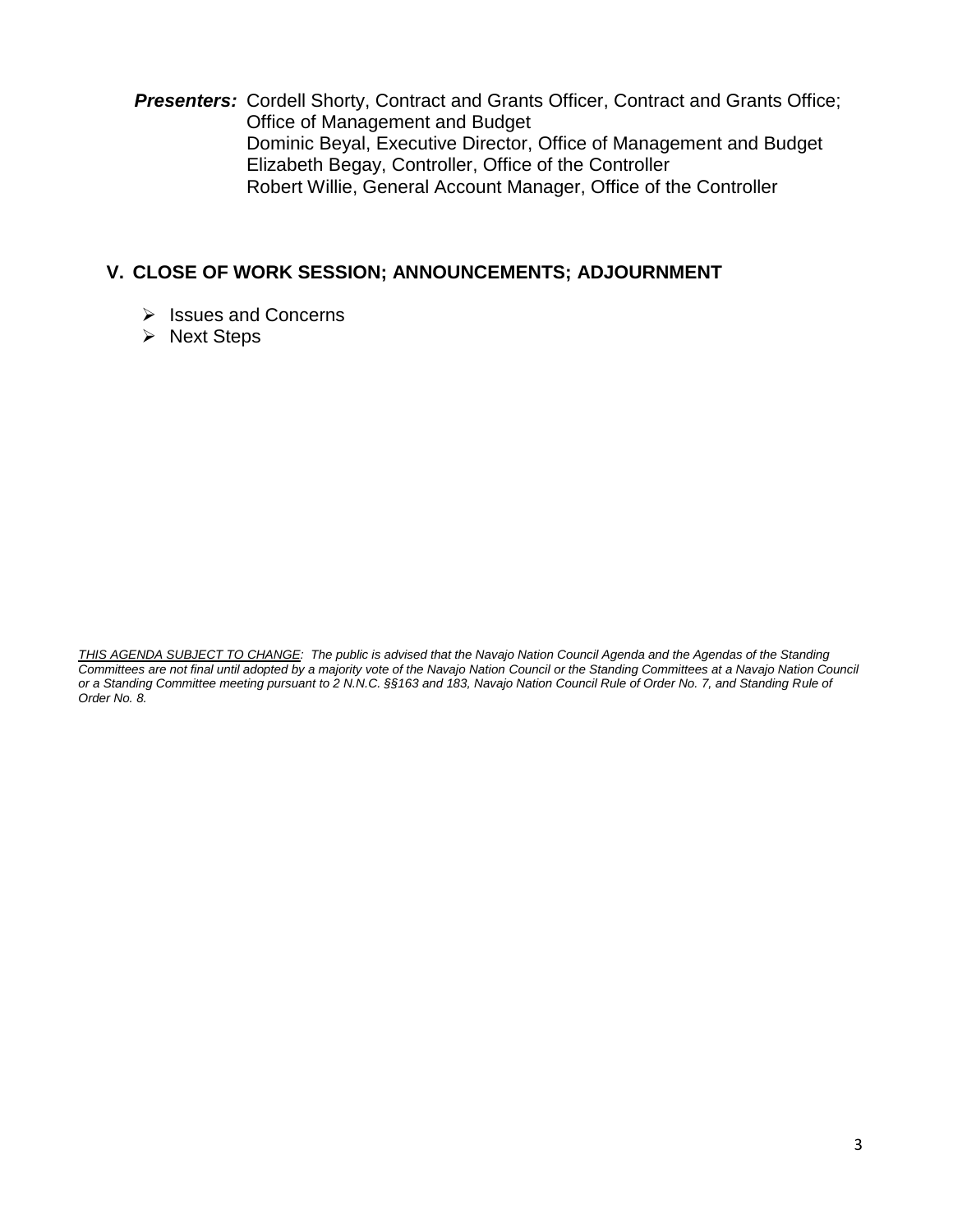***Presenters:*** Cordell Shorty, Contract and Grants Officer, Contract and Grants Office; Office of Management and Budget
Dominic Beyal, Executive Director, Office of Management and Budget
Elizabeth Begay, Controller, Office of the Controller
Robert Willie, General Account Manager, Office of the Controller

## V. CLOSE OF WORK SESSION; ANNOUNCEMENTS; ADJOURNMENT

- Issues and Concerns
- Next Steps

*THIS AGENDA SUBJECT TO CHANGE: The public is advised that the Navajo Nation Council Agenda and the Agendas of the Standing Committees are not final until adopted by a majority vote of the Navajo Nation Council or the Standing Committees at a Navajo Nation Council or a Standing Committee meeting pursuant to 2 N.N.C. §§163 and 183, Navajo Nation Council Rule of Order No. 7, and Standing Rule of Order No. 8.*